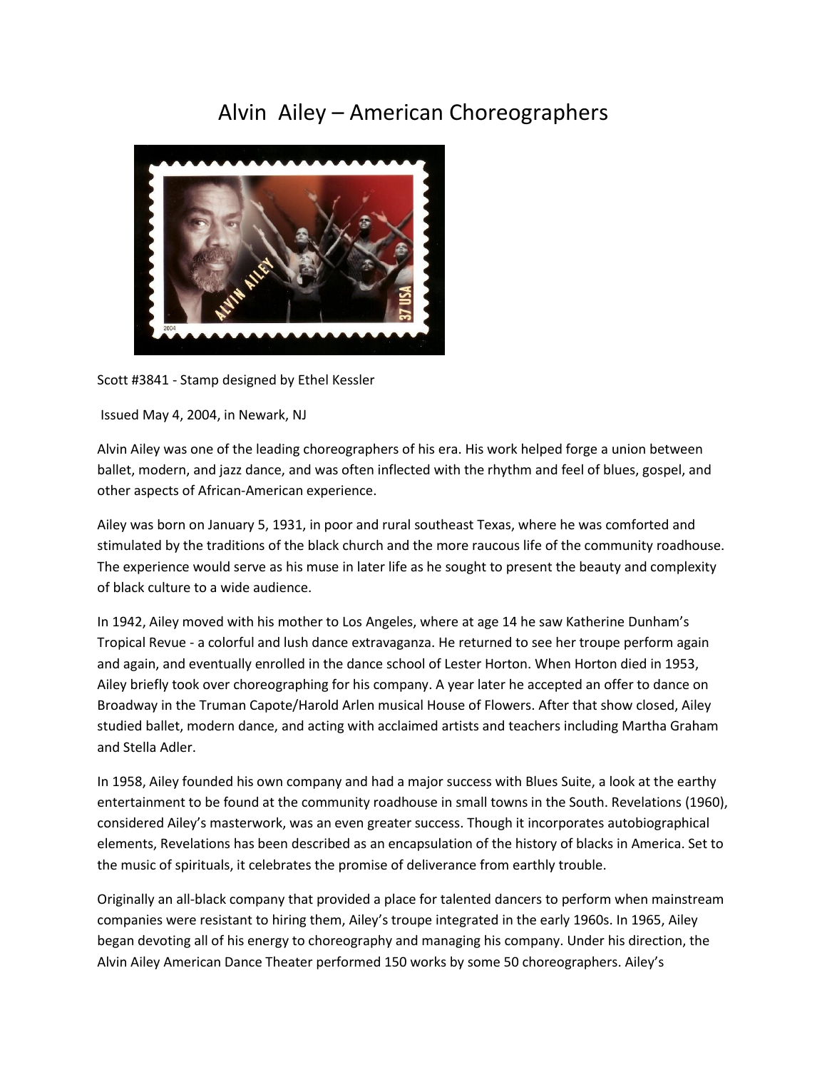# Alvin Ailey – American Choreographers

Scott #3841 - Stamp designed by Ethel Kessler

Issued May 4, 2004, in Newark, NJ

Alvin Ailey was one of the leading choreographers of his era. His work helped forge a union between ballet, modern, and jazz dance, and was often inflected with the rhythm and feel of blues, gospel, and other aspects of African-American experience.

Ailey was born on January 5, 1931, in poor and rural southeast Texas, where he was comforted and stimulated by the traditions of the black church and the more raucous life of the community roadhouse. The experience would serve as his muse in later life as he sought to present the beauty and complexity of black culture to a wide audience.

In 1942, Ailey moved with his mother to Los Angeles, where at age 14 he saw Katherine Dunham's Tropical Revue - a colorful and lush dance extravaganza. He returned to see her troupe perform again and again, and eventually enrolled in the dance school of Lester Horton. When Horton died in 1953, Ailey briefly took over choreographing for his company. A year later he accepted an offer to dance on Broadway in the Truman Capote/Harold Arlen musical House of Flowers. After that show closed, Ailey studied ballet, modern dance, and acting with acclaimed artists and teachers including Martha Graham and Stella Adler.

In 1958, Ailey founded his own company and had a major success with Blues Suite, a look at the earthy entertainment to be found at the community roadhouse in small towns in the South. Revelations (1960), considered Ailey's masterwork, was an even greater success. Though it incorporates autobiographical elements, Revelations has been described as an encapsulation of the history of blacks in America. Set to the music of spirituals, it celebrates the promise of deliverance from earthly trouble.

Originally an all-black company that provided a place for talented dancers to perform when mainstream companies were resistant to hiring them, Ailey's troupe integrated in the early 1960s. In 1965, Ailey began devoting all of his energy to choreography and managing his company. Under his direction, the Alvin Ailey American Dance Theater performed 150 works by some 50 choreographers. Ailey's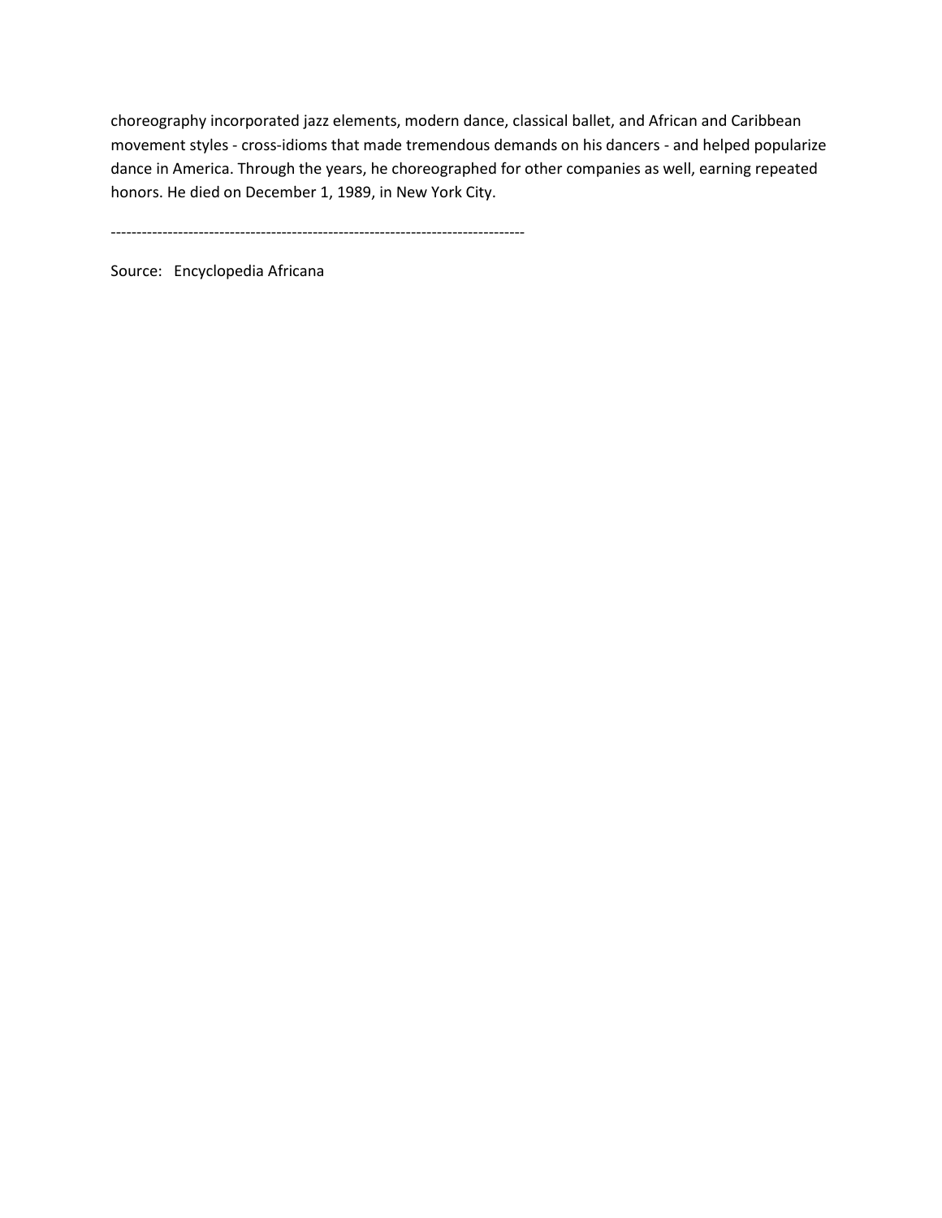choreography incorporated jazz elements, modern dance, classical ballet, and African and Caribbean movement styles - cross-idioms that made tremendous demands on his dancers - and helped popularize dance in America. Through the years, he choreographed for other companies as well, earning repeated honors. He died on December 1, 1989, in New York City.

--------------------------------------------------------------------------------

Source: Encyclopedia Africana